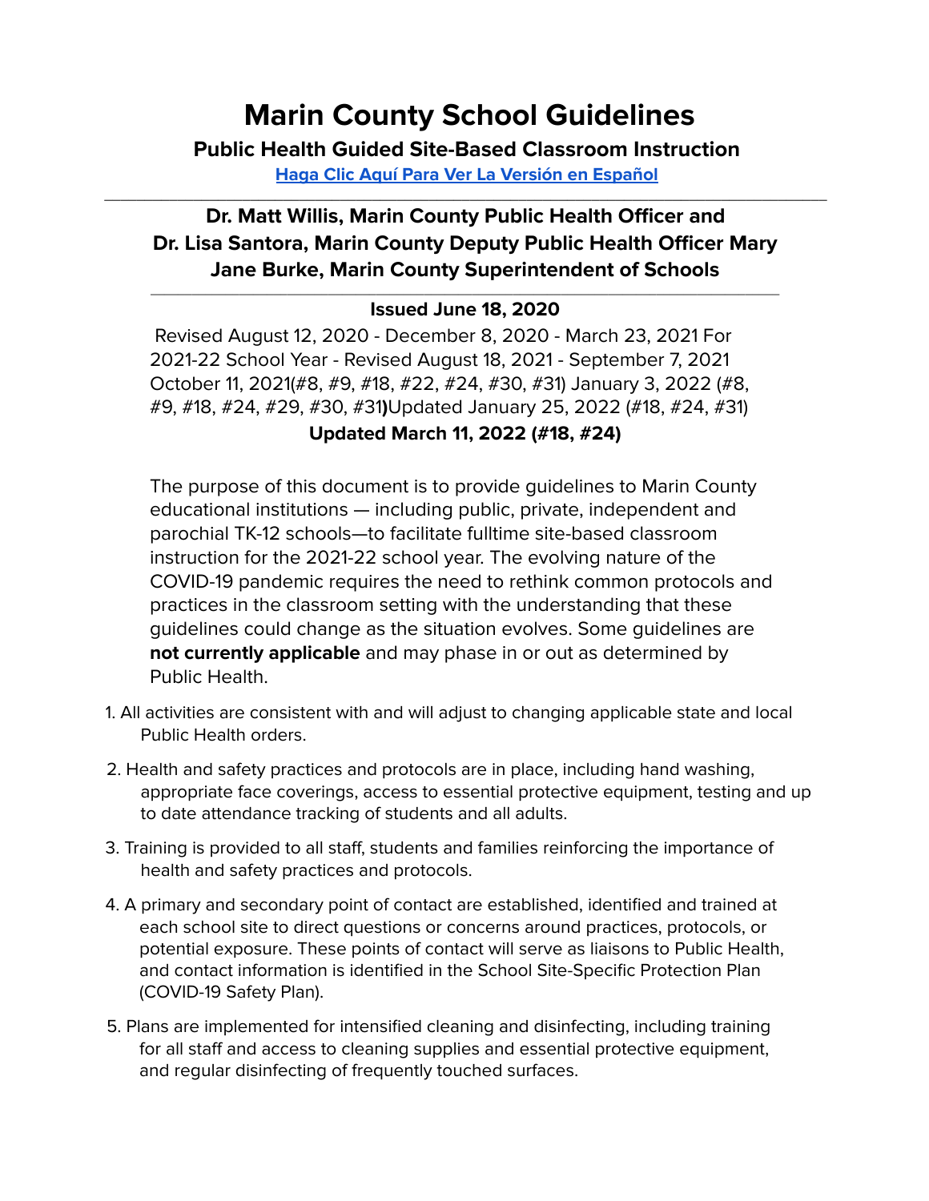# Marin County School Guidelines

## Public Health Guided Site-Based Classroom Instruction

**[Haga Clic Aquí Para Ver La Versión en Español]**

---

**Dr. Matt Willis, Marin County Public Health Officer and Dr. Lisa Santora, Marin County Deputy Public Health Officer Mary Jane Burke, Marin County Superintendent of Schools**

---

**Issued June 18, 2020**

Revised August 12, 2020 - December 8, 2020 - March 23, 2021 For 2021-22 School Year - Revised August 18, 2021 - September 7, 2021 October 11, 2021(#8, #9, #18, #22, #24, #30, #31) January 3, 2022 (#8, #9, #18, #24, #29, #30, #31**)**Updated January 25, 2022 (#18, #24, #31)

**Updated March 11, 2022 (#18, #24)**

The purpose of this document is to provide guidelines to Marin County educational institutions — including public, private, independent and parochial TK-12 schools—to facilitate fulltime site-based classroom instruction for the 2021-22 school year. The evolving nature of the COVID-19 pandemic requires the need to rethink common protocols and practices in the classroom setting with the understanding that these guidelines could change as the situation evolves. Some guidelines are **not currently applicable** and may phase in or out as determined by Public Health.

1. All activities are consistent with and will adjust to changing applicable state and local Public Health orders.
2. Health and safety practices and protocols are in place, including hand washing, appropriate face coverings, access to essential protective equipment, testing and up to date attendance tracking of students and all adults.
3. Training is provided to all staff, students and families reinforcing the importance of health and safety practices and protocols.
4. A primary and secondary point of contact are established, identified and trained at each school site to direct questions or concerns around practices, protocols, or potential exposure. These points of contact will serve as liaisons to Public Health, and contact information is identified in the School Site-Specific Protection Plan (COVID-19 Safety Plan).
5. Plans are implemented for intensified cleaning and disinfecting, including training for all staff and access to cleaning supplies and essential protective equipment, and regular disinfecting of frequently touched surfaces.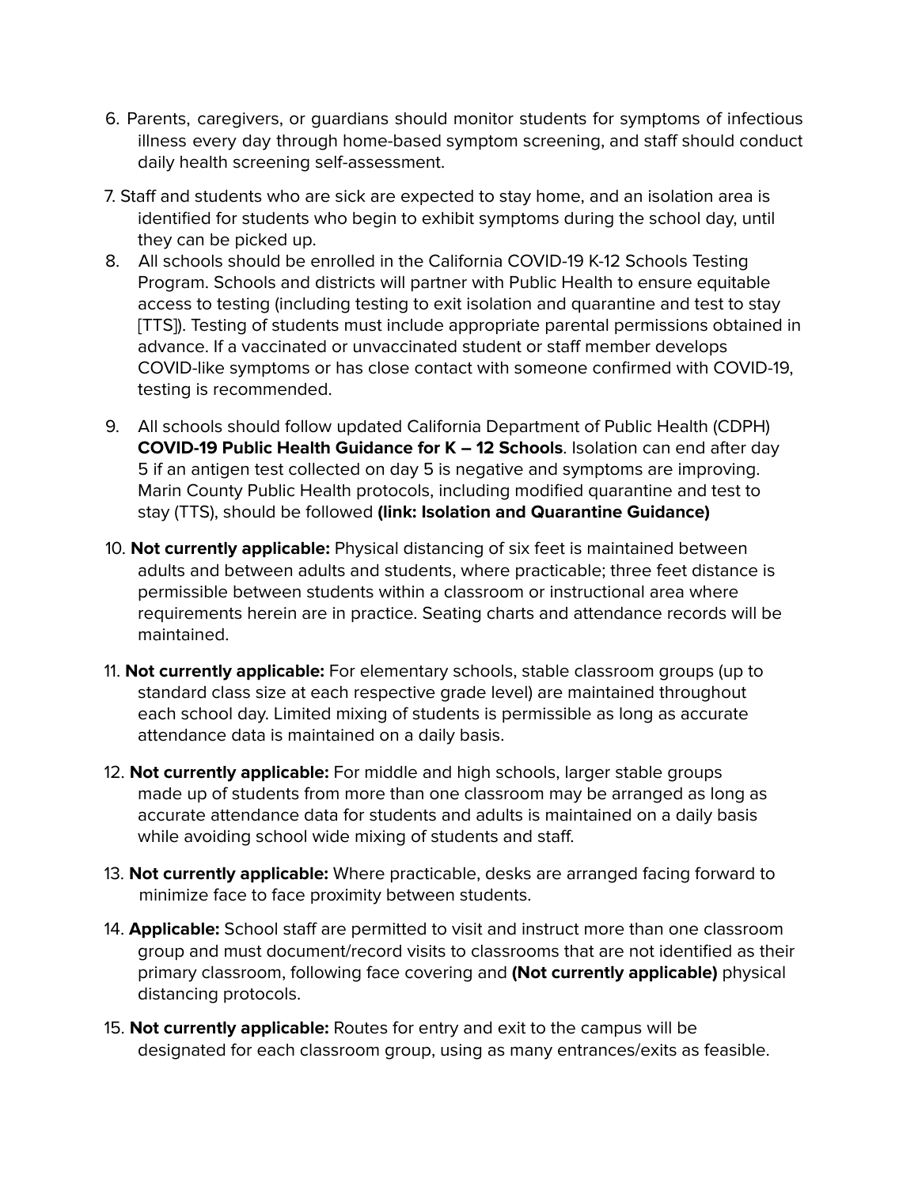6. Parents, caregivers, or guardians should monitor students for symptoms of infectious illness every day through home-based symptom screening, and staff should conduct daily health screening self-assessment.

7. Staff and students who are sick are expected to stay home, and an isolation area is identified for students who begin to exhibit symptoms during the school day, until they can be picked up.

8. All schools should be enrolled in the California COVID-19 K-12 Schools Testing Program. Schools and districts will partner with Public Health to ensure equitable access to testing (including testing to exit isolation and quarantine and test to stay [TTS]). Testing of students must include appropriate parental permissions obtained in advance. If a vaccinated or unvaccinated student or staff member develops COVID-like symptoms or has close contact with someone confirmed with COVID-19, testing is recommended.

9. All schools should follow updated California Department of Public Health (CDPH) **COVID-19 Public Health Guidance for K – 12 Schools**. Isolation can end after day 5 if an antigen test collected on day 5 is negative and symptoms are improving. Marin County Public Health protocols, including modified quarantine and test to stay (TTS), should be followed **(link: Isolation and Quarantine Guidance)**

10. **Not currently applicable:** Physical distancing of six feet is maintained between adults and between adults and students, where practicable; three feet distance is permissible between students within a classroom or instructional area where requirements herein are in practice. Seating charts and attendance records will be maintained.

11. **Not currently applicable:** For elementary schools, stable classroom groups (up to standard class size at each respective grade level) are maintained throughout each school day. Limited mixing of students is permissible as long as accurate attendance data is maintained on a daily basis.

12. **Not currently applicable:** For middle and high schools, larger stable groups made up of students from more than one classroom may be arranged as long as accurate attendance data for students and adults is maintained on a daily basis while avoiding school wide mixing of students and staff.

13. **Not currently applicable:** Where practicable, desks are arranged facing forward to minimize face to face proximity between students.

14. **Applicable:** School staff are permitted to visit and instruct more than one classroom group and must document/record visits to classrooms that are not identified as their primary classroom, following face covering and **(Not currently applicable)** physical distancing protocols.

15. **Not currently applicable:** Routes for entry and exit to the campus will be designated for each classroom group, using as many entrances/exits as feasible.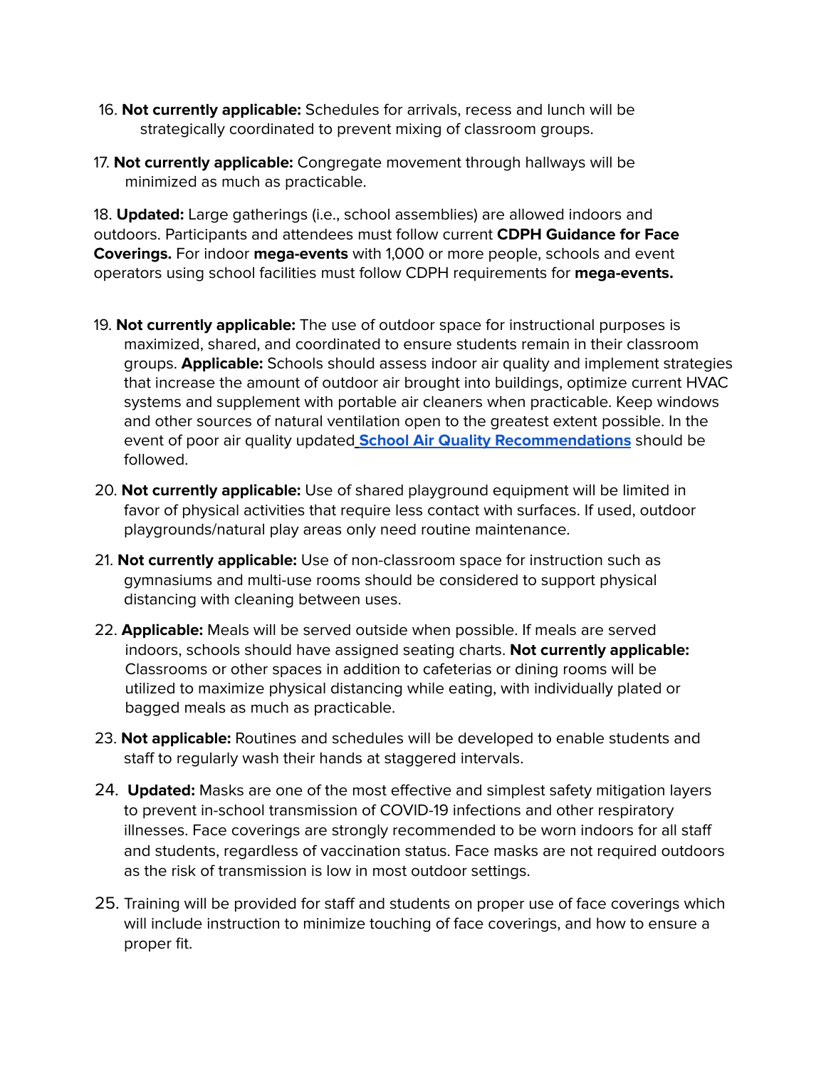16. **Not currently applicable:** Schedules for arrivals, recess and lunch will be strategically coordinated to prevent mixing of classroom groups.

17. **Not currently applicable:** Congregate movement through hallways will be minimized as much as practicable.

18. **Updated:** Large gatherings (i.e., school assemblies) are allowed indoors and outdoors. Participants and attendees must follow current **CDPH Guidance for Face Coverings.** For indoor **mega-events** with 1,000 or more people, schools and event operators using school facilities must follow CDPH requirements for **mega-events.**

19. **Not currently applicable:** The use of outdoor space for instructional purposes is maximized, shared, and coordinated to ensure students remain in their classroom groups. **Applicable:** Schools should assess indoor air quality and implement strategies that increase the amount of outdoor air brought into buildings, optimize current HVAC systems and supplement with portable air cleaners when practicable. Keep windows and other sources of natural ventilation open to the greatest extent possible. In the event of poor air quality updated **School Air Quality Recommendations** should be followed.

20. **Not currently applicable:** Use of shared playground equipment will be limited in favor of physical activities that require less contact with surfaces. If used, outdoor playgrounds/natural play areas only need routine maintenance.

21. **Not currently applicable:** Use of non-classroom space for instruction such as gymnasiums and multi-use rooms should be considered to support physical distancing with cleaning between uses.

22. **Applicable:** Meals will be served outside when possible. If meals are served indoors, schools should have assigned seating charts. **Not currently applicable:** Classrooms or other spaces in addition to cafeterias or dining rooms will be utilized to maximize physical distancing while eating, with individually plated or bagged meals as much as practicable.

23. **Not applicable:** Routines and schedules will be developed to enable students and staff to regularly wash their hands at staggered intervals.

24. **Updated:** Masks are one of the most effective and simplest safety mitigation layers to prevent in-school transmission of COVID-19 infections and other respiratory illnesses. Face coverings are strongly recommended to be worn indoors for all staff and students, regardless of vaccination status. Face masks are not required outdoors as the risk of transmission is low in most outdoor settings.

25. Training will be provided for staff and students on proper use of face coverings which will include instruction to minimize touching of face coverings, and how to ensure a proper fit.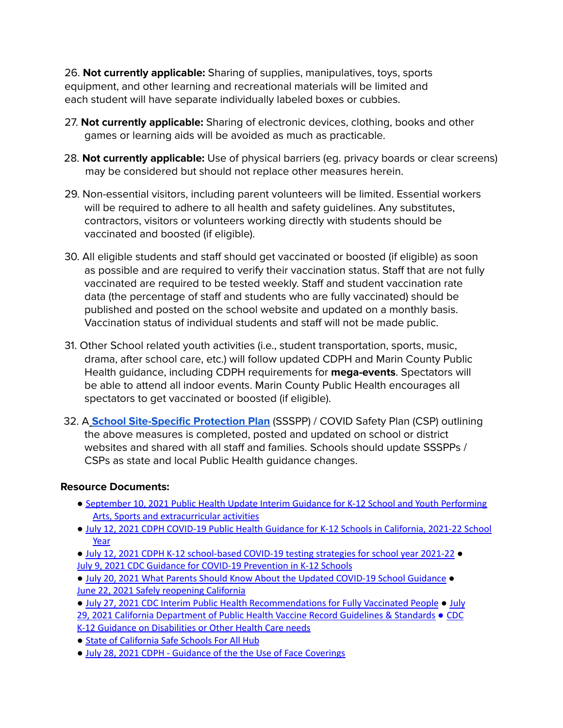26. **Not currently applicable:** Sharing of supplies, manipulatives, toys, sports equipment, and other learning and recreational materials will be limited and each student will have separate individually labeled boxes or cubbies.

27. **Not currently applicable:** Sharing of electronic devices, clothing, books and other games or learning aids will be avoided as much as practicable.

28. **Not currently applicable:** Use of physical barriers (eg. privacy boards or clear screens) may be considered but should not replace other measures herein.

29. Non-essential visitors, including parent volunteers will be limited. Essential workers will be required to adhere to all health and safety guidelines. Any substitutes, contractors, visitors or volunteers working directly with students should be vaccinated and boosted (if eligible).

30. All eligible students and staff should get vaccinated or boosted (if eligible) as soon as possible and are required to verify their vaccination status. Staff that are not fully vaccinated are required to be tested weekly. Staff and student vaccination rate data (the percentage of staff and students who are fully vaccinated) should be published and posted on the school website and updated on a monthly basis. Vaccination status of individual students and staff will not be made public.

31. Other School related youth activities (i.e., student transportation, sports, music, drama, after school care, etc.) will follow updated CDPH and Marin County Public Health guidance, including CDPH requirements for **mega-events**. Spectators will be able to attend all indoor events. Marin County Public Health encourages all spectators to get vaccinated or boosted (if eligible).

32. A **School Site-Specific Protection Plan** (SSSPP) / COVID Safety Plan (CSP) outlining the above measures is completed, posted and updated on school or district websites and shared with all staff and families. Schools should update SSSPPs / CSPs as state and local Public Health guidance changes.

**Resource Documents:**

- September 10, 2021 Public Health Update Interim Guidance for K-12 School and Youth Performing Arts, Sports and extracurricular activities
- July 12, 2021 CDPH COVID-19 Public Health Guidance for K-12 Schools in California, 2021-22 School Year
- July 12, 2021 CDPH K-12 school-based COVID-19 testing strategies for school year 2021-22
- July 9, 2021 CDC Guidance for COVID-19 Prevention in K-12 Schools
- July 20, 2021 What Parents Should Know About the Updated COVID-19 School Guidance
- June 22, 2021 Safely reopening California
- July 27, 2021 CDC Interim Public Health Recommendations for Fully Vaccinated People
- July 29, 2021 California Department of Public Health Vaccine Record Guidelines & Standards
- CDC K-12 Guidance on Disabilities or Other Health Care needs
- State of California Safe Schools For All Hub
- July 28, 2021 CDPH - Guidance of the the Use of Face Coverings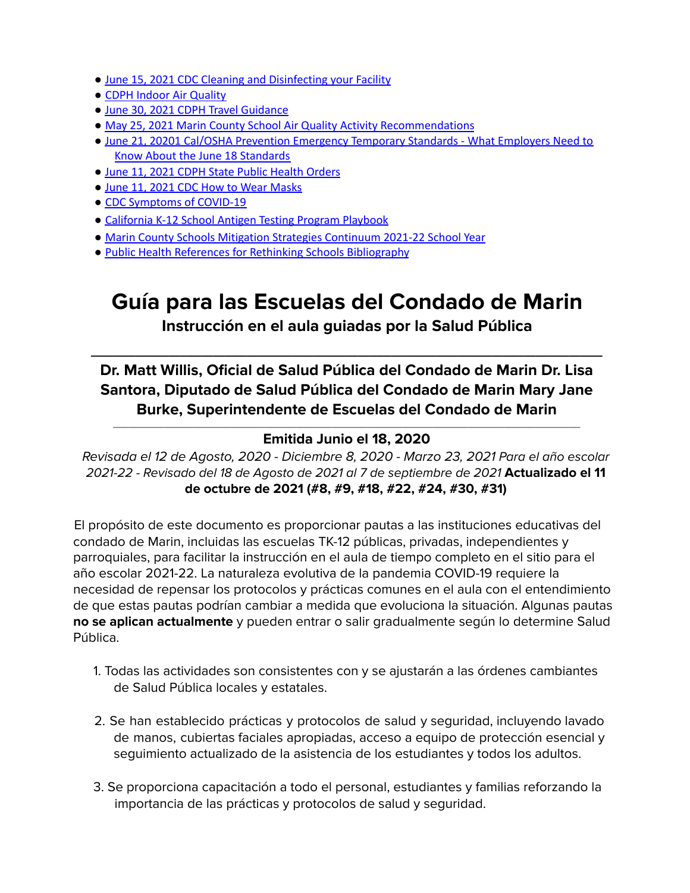- June 15, 2021 CDC Cleaning and Disinfecting your Facility
- CDPH Indoor Air Quality
- June 30, 2021 CDPH Travel Guidance
- May 25, 2021 Marin County School Air Quality Activity Recommendations
- June 21, 20201 Cal/OSHA Prevention Emergency Temporary Standards - What Employers Need to Know About the June 18 Standards
- June 11, 2021 CDPH State Public Health Orders
- June 11, 2021 CDC How to Wear Masks
- CDC Symptoms of COVID-19
- California K-12 School Antigen Testing Program Playbook
- Marin County Schools Mitigation Strategies Continuum 2021-22 School Year
- Public Health References for Rethinking Schools Bibliography

# Guía para las Escuelas del Condado de Marin

## Instrucción en el aula guiadas por la Salud Pública

---

### Dr. Matt Willis, Oficial de Salud Pública del Condado de Marin Dr. Lisa Santora, Diputado de Salud Pública del Condado de Marin Mary Jane Burke, Superintendente de Escuelas del Condado de Marin

---

**Emitida Junio el 18, 2020**

*Revisada el 12 de Agosto, 2020 - Diciembre 8, 2020 - Marzo 23, 2021 Para el año escolar 2021-22 - Revisado del 18 de Agosto de 2021 al 7 de septiembre de 2021* **Actualizado el 11 de octubre de 2021 (#8, #9, #18, #22, #24, #30, #31)**

El propósito de este documento es proporcionar pautas a las instituciones educativas del condado de Marin, incluidas las escuelas TK-12 públicas, privadas, independientes y parroquiales, para facilitar la instrucción en el aula de tiempo completo en el sitio para el año escolar 2021-22. La naturaleza evolutiva de la pandemia COVID-19 requiere la necesidad de repensar los protocolos y prácticas comunes en el aula con el entendimiento de que estas pautas podrían cambiar a medida que evoluciona la situación. Algunas pautas **no se aplican actualmente** y pueden entrar o salir gradualmente según lo determine Salud Pública.

1. Todas las actividades son consistentes con y se ajustarán a las órdenes cambiantes de Salud Pública locales y estatales.

2. Se han establecido prácticas y protocolos de salud y seguridad, incluyendo lavado de manos, cubiertas faciales apropiadas, acceso a equipo de protección esencial y seguimiento actualizado de la asistencia de los estudiantes y todos los adultos.

3. Se proporciona capacitación a todo el personal, estudiantes y familias reforzando la importancia de las prácticas y protocolos de salud y seguridad.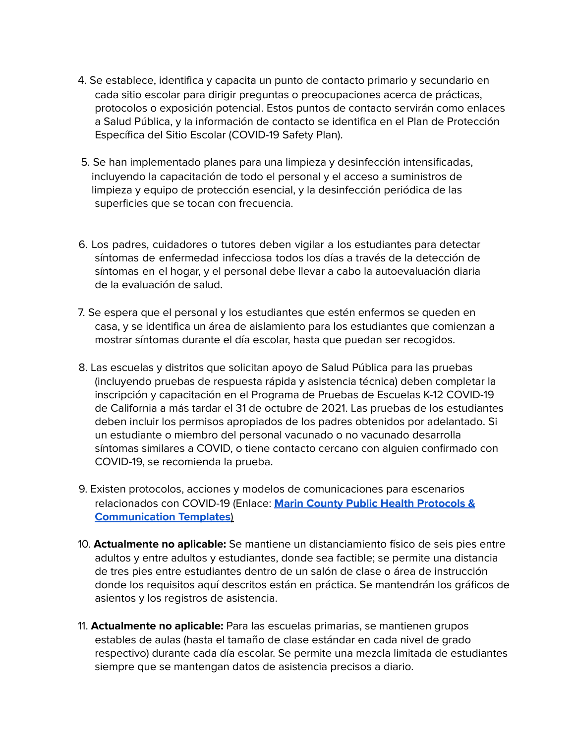4. Se establece, identifica y capacita un punto de contacto primario y secundario en cada sitio escolar para dirigir preguntas o preocupaciones acerca de prácticas, protocolos o exposición potencial. Estos puntos de contacto servirán como enlaces a Salud Pública, y la información de contacto se identifica en el Plan de Protección Específica del Sitio Escolar (COVID-19 Safety Plan).

5. Se han implementado planes para una limpieza y desinfección intensificadas, incluyendo la capacitación de todo el personal y el acceso a suministros de limpieza y equipo de protección esencial, y la desinfección periódica de las superficies que se tocan con frecuencia.

6. Los padres, cuidadores o tutores deben vigilar a los estudiantes para detectar síntomas de enfermedad infecciosa todos los días a través de la detección de síntomas en el hogar, y el personal debe llevar a cabo la autoevaluación diaria de la evaluación de salud.

7. Se espera que el personal y los estudiantes que estén enfermos se queden en casa, y se identifica un área de aislamiento para los estudiantes que comienzan a mostrar síntomas durante el día escolar, hasta que puedan ser recogidos.

8. Las escuelas y distritos que solicitan apoyo de Salud Pública para las pruebas (incluyendo pruebas de respuesta rápida y asistencia técnica) deben completar la inscripción y capacitación en el Programa de Pruebas de Escuelas K-12 COVID-19 de California a más tardar el 31 de octubre de 2021. Las pruebas de los estudiantes deben incluir los permisos apropiados de los padres obtenidos por adelantado. Si un estudiante o miembro del personal vacunado o no vacunado desarrolla síntomas similares a COVID, o tiene contacto cercano con alguien confirmado con COVID-19, se recomienda la prueba.

9. Existen protocolos, acciones y modelos de comunicaciones para escenarios relacionados con COVID-19 (Enlace: **Marin County Public Health Protocols & Communication Templates**)

10. **Actualmente no aplicable:** Se mantiene un distanciamiento físico de seis pies entre adultos y entre adultos y estudiantes, donde sea factible; se permite una distancia de tres pies entre estudiantes dentro de un salón de clase o área de instrucción donde los requisitos aquí descritos están en práctica. Se mantendrán los gráficos de asientos y los registros de asistencia.

11. **Actualmente no aplicable:** Para las escuelas primarias, se mantienen grupos estables de aulas (hasta el tamaño de clase estándar en cada nivel de grado respectivo) durante cada día escolar. Se permite una mezcla limitada de estudiantes siempre que se mantengan datos de asistencia precisos a diario.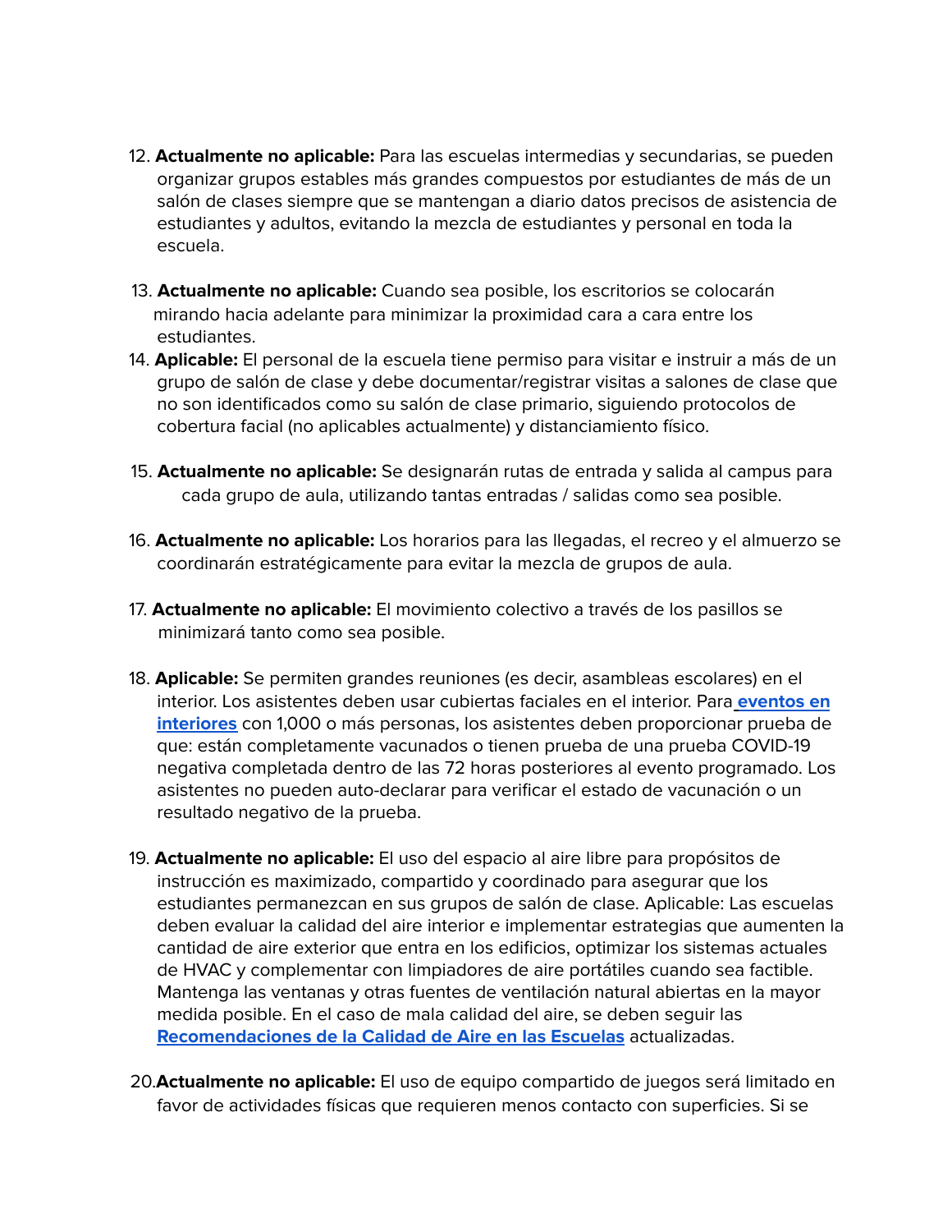12. **Actualmente no aplicable:** Para las escuelas intermedias y secundarias, se pueden organizar grupos estables más grandes compuestos por estudiantes de más de un salón de clases siempre que se mantengan a diario datos precisos de asistencia de estudiantes y adultos, evitando la mezcla de estudiantes y personal en toda la escuela.

13. **Actualmente no aplicable:** Cuando sea posible, los escritorios se colocarán mirando hacia adelante para minimizar la proximidad cara a cara entre los estudiantes.

14. **Aplicable:** El personal de la escuela tiene permiso para visitar e instruir a más de un grupo de salón de clase y debe documentar/registrar visitas a salones de clase que no son identificados como su salón de clase primario, siguiendo protocolos de cobertura facial (no aplicables actualmente) y distanciamiento físico.

15. **Actualmente no aplicable:** Se designarán rutas de entrada y salida al campus para cada grupo de aula, utilizando tantas entradas / salidas como sea posible.

16. **Actualmente no aplicable:** Los horarios para las llegadas, el recreo y el almuerzo se coordinarán estratégicamente para evitar la mezcla de grupos de aula.

17. **Actualmente no aplicable:** El movimiento colectivo a través de los pasillos se minimizará tanto como sea posible.

18. **Aplicable:** Se permiten grandes reuniones (es decir, asambleas escolares) en el interior. Los asistentes deben usar cubiertas faciales en el interior. Para [eventos en interiores](#) con 1,000 o más personas, los asistentes deben proporcionar prueba de que: están completamente vacunados o tienen prueba de una prueba COVID-19 negativa completada dentro de las 72 horas posteriores al evento programado. Los asistentes no pueden auto-declarar para verificar el estado de vacunación o un resultado negativo de la prueba.

19. **Actualmente no aplicable:** El uso del espacio al aire libre para propósitos de instrucción es maximizado, compartido y coordinado para asegurar que los estudiantes permanezcan en sus grupos de salón de clase. Aplicable: Las escuelas deben evaluar la calidad del aire interior e implementar estrategias que aumenten la cantidad de aire exterior que entra en los edificios, optimizar los sistemas actuales de HVAC y complementar con limpiadores de aire portátiles cuando sea factible. Mantenga las ventanas y otras fuentes de ventilación natural abiertas en la mayor medida posible. En el caso de mala calidad del aire, se deben seguir las [Recomendaciones de la Calidad de Aire en las Escuelas](#) actualizadas.

20. **Actualmente no aplicable:** El uso de equipo compartido de juegos será limitado en favor de actividades físicas que requieren menos contacto con superficies. Si se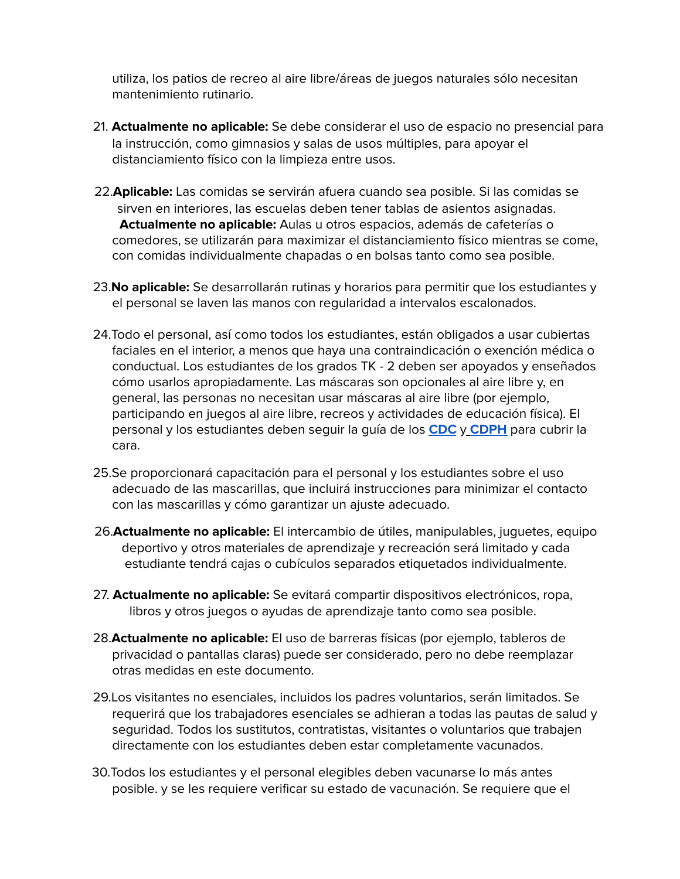utiliza, los patios de recreo al aire libre/áreas de juegos naturales sólo necesitan mantenimiento rutinario.

21. **Actualmente no aplicable:** Se debe considerar el uso de espacio no presencial para la instrucción, como gimnasios y salas de usos múltiples, para apoyar el distanciamiento físico con la limpieza entre usos.

22. **Aplicable:** Las comidas se servirán afuera cuando sea posible. Si las comidas se sirven en interiores, las escuelas deben tener tablas de asientos asignadas. **Actualmente no aplicable:** Aulas u otros espacios, además de cafeterías o comedores, se utilizarán para maximizar el distanciamiento físico mientras se come, con comidas individualmente chapadas o en bolsas tanto como sea posible.

23. **No aplicable:** Se desarrollarán rutinas y horarios para permitir que los estudiantes y el personal se laven las manos con regularidad a intervalos escalonados.

24. Todo el personal, así como todos los estudiantes, están obligados a usar cubiertas faciales en el interior, a menos que haya una contraindicación o exención médica o conductual. Los estudiantes de los grados TK - 2 deben ser apoyados y enseñados cómo usarlos apropiadamente. Las máscaras son opcionales al aire libre y, en general, las personas no necesitan usar máscaras al aire libre (por ejemplo, participando en juegos al aire libre, recreos y actividades de educación física). El personal y los estudiantes deben seguir la guía de los **CDC** y **CDPH** para cubrir la cara.

25. Se proporcionará capacitación para el personal y los estudiantes sobre el uso adecuado de las mascarillas, que incluirá instrucciones para minimizar el contacto con las mascarillas y cómo garantizar un ajuste adecuado.

26. **Actualmente no aplicable:** El intercambio de útiles, manipulables, juguetes, equipo deportivo y otros materiales de aprendizaje y recreación será limitado y cada estudiante tendrá cajas o cubículos separados etiquetados individualmente.

27. **Actualmente no aplicable:** Se evitará compartir dispositivos electrónicos, ropa, libros y otros juegos o ayudas de aprendizaje tanto como sea posible.

28. **Actualmente no aplicable:** El uso de barreras físicas (por ejemplo, tableros de privacidad o pantallas claras) puede ser considerado, pero no debe reemplazar otras medidas en este documento.

29. Los visitantes no esenciales, incluidos los padres voluntarios, serán limitados. Se requerirá que los trabajadores esenciales se adhieran a todas las pautas de salud y seguridad. Todos los sustitutos, contratistas, visitantes o voluntarios que trabajen directamente con los estudiantes deben estar completamente vacunados.

30. Todos los estudiantes y el personal elegibles deben vacunarse lo más antes posible. y se les requiere verificar su estado de vacunación. Se requiere que el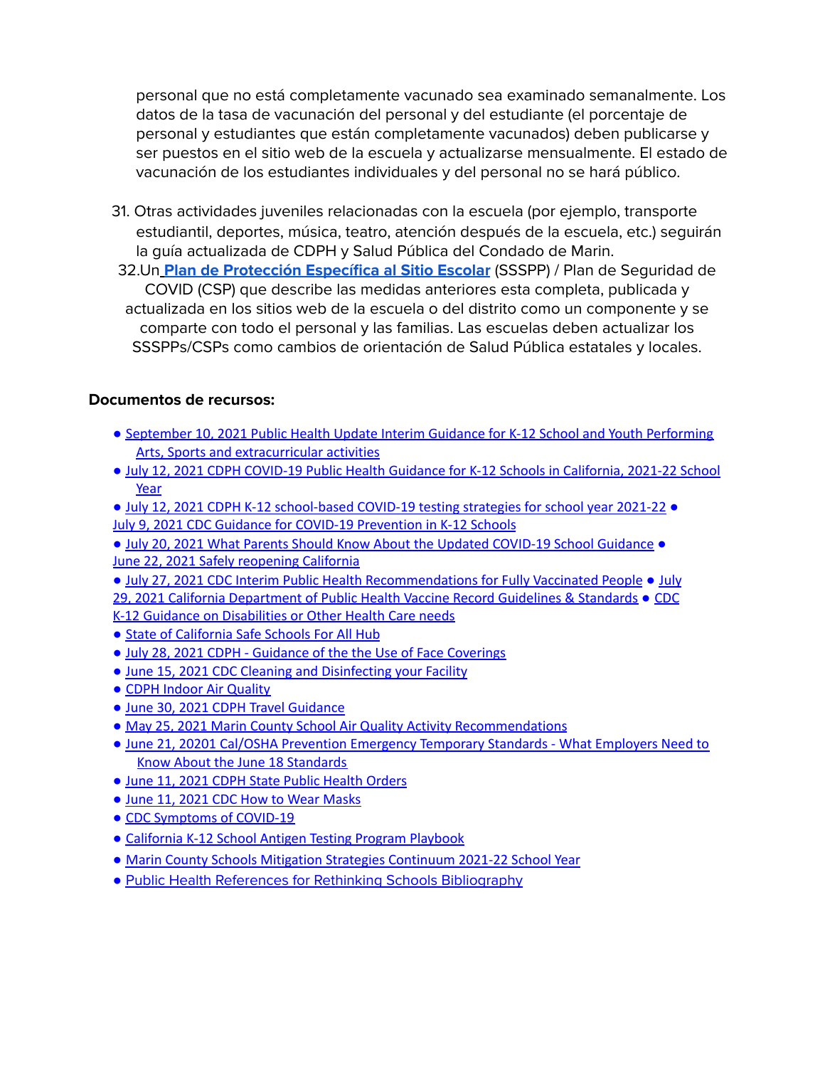personal que no está completamente vacunado sea examinado semanalmente. Los datos de la tasa de vacunación del personal y del estudiante (el porcentaje de personal y estudiantes que están completamente vacunados) deben publicarse y ser puestos en el sitio web de la escuela y actualizarse mensualmente. El estado de vacunación de los estudiantes individuales y del personal no se hará público.

31. Otras actividades juveniles relacionadas con la escuela (por ejemplo, transporte estudiantil, deportes, música, teatro, atención después de la escuela, etc.) seguirán la guía actualizada de CDPH y Salud Pública del Condado de Marin.
32. Un **Plan de Protección Específica al Sitio Escolar** (SSSPP) / Plan de Seguridad de COVID (CSP) que describe las medidas anteriores esta completa, publicada y actualizada en los sitios web de la escuela o del distrito como un componente y se comparte con todo el personal y las familias. Las escuelas deben actualizar los SSSPPs/CSPs como cambios de orientación de Salud Pública estatales y locales.

**Documentos de recursos:**

- September 10, 2021 Public Health Update Interim Guidance for K-12 School and Youth Performing Arts, Sports and extracurricular activities
- July 12, 2021 CDPH COVID-19 Public Health Guidance for K-12 Schools in California, 2021-22 School Year
- July 12, 2021 CDPH K-12 school-based COVID-19 testing strategies for school year 2021-22
- July 9, 2021 CDC Guidance for COVID-19 Prevention in K-12 Schools
- July 20, 2021 What Parents Should Know About the Updated COVID-19 School Guidance
- June 22, 2021 Safely reopening California
- July 27, 2021 CDC Interim Public Health Recommendations for Fully Vaccinated People
- July 29, 2021 California Department of Public Health Vaccine Record Guidelines & Standards
- CDC K-12 Guidance on Disabilities or Other Health Care needs
- State of California Safe Schools For All Hub
- July 28, 2021 CDPH - Guidance of the the Use of Face Coverings
- June 15, 2021 CDC Cleaning and Disinfecting your Facility
- CDPH Indoor Air Quality
- June 30, 2021 CDPH Travel Guidance
- May 25, 2021 Marin County School Air Quality Activity Recommendations
- June 21, 20201 Cal/OSHA Prevention Emergency Temporary Standards - What Employers Need to Know About the June 18 Standards
- June 11, 2021 CDPH State Public Health Orders
- June 11, 2021 CDC How to Wear Masks
- CDC Symptoms of COVID-19
- California K-12 School Antigen Testing Program Playbook
- Marin County Schools Mitigation Strategies Continuum 2021-22 School Year
- Public Health References for Rethinking Schools Bibliography